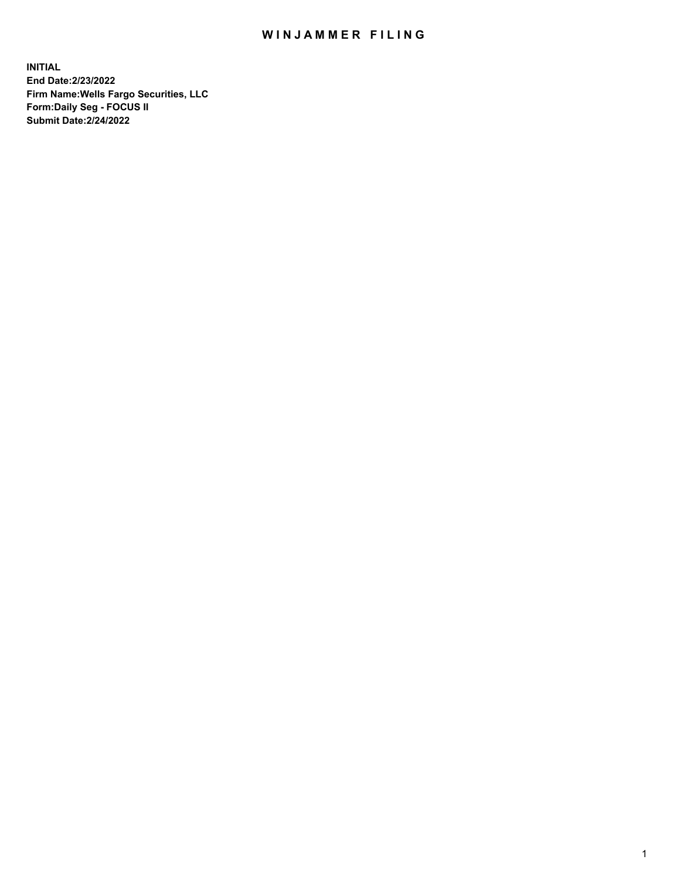# WINJAMMER FILING

**INITIAL**
**End Date:2/23/2022**
**Firm Name:Wells Fargo Securities, LLC**
**Form:Daily Seg - FOCUS II**
**Submit Date:2/24/2022**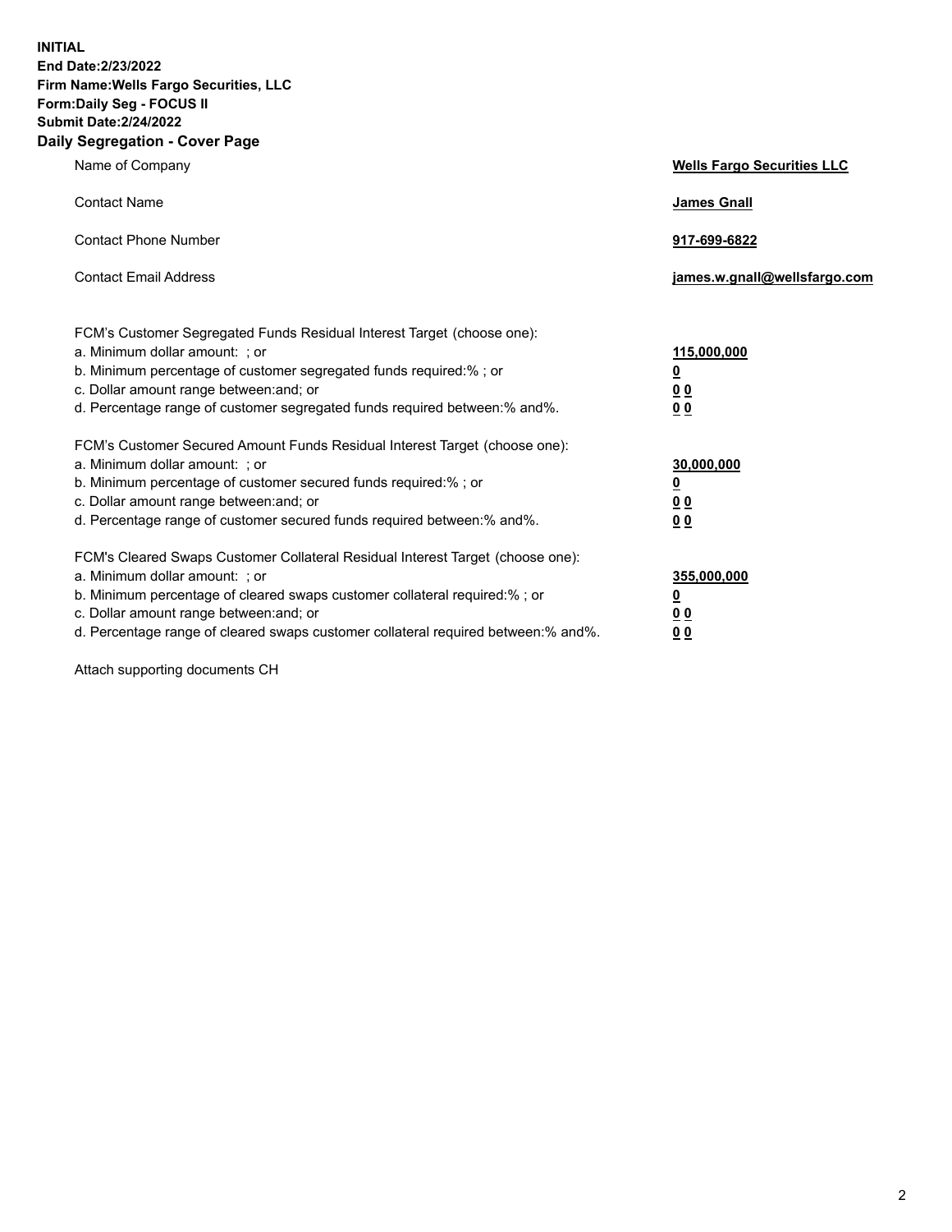**INITIAL**
**End Date:2/23/2022**
**Firm Name:Wells Fargo Securities, LLC**
**Form:Daily Seg - FOCUS II**
**Submit Date:2/24/2022**

## Daily Segregation - Cover Page

| | |
|---|---|
| Name of Company | **Wells Fargo Securities LLC** |
| Contact Name | **James Gnall** |
| Contact Phone Number | **917-699-6822** |
| Contact Email Address | **james.w.gnall@wellsfargo.com** |

| | |
|---|---|
| FCM's Customer Segregated Funds Residual Interest Target (choose one): | |
| a. Minimum dollar amount: ; or | **115,000,000** |
| b. Minimum percentage of customer segregated funds required:% ; or | **0** |
| c. Dollar amount range between:and; or | **0 0** |
| d. Percentage range of customer segregated funds required between:% and%. | **0 0** |
| FCM's Customer Secured Amount Funds Residual Interest Target (choose one): | |
| a. Minimum dollar amount: ; or | **30,000,000** |
| b. Minimum percentage of customer secured funds required:% ; or | **0** |
| c. Dollar amount range between:and; or | **0 0** |
| d. Percentage range of customer secured funds required between:% and%. | **0 0** |
| FCM's Cleared Swaps Customer Collateral Residual Interest Target (choose one): | |
| a. Minimum dollar amount: ; or | **355,000,000** |
| b. Minimum percentage of cleared swaps customer collateral required:% ; or | **0** |
| c. Dollar amount range between:and; or | **0 0** |
| d. Percentage range of cleared swaps customer collateral required between:% and%. | **0 0** |

Attach supporting documents CH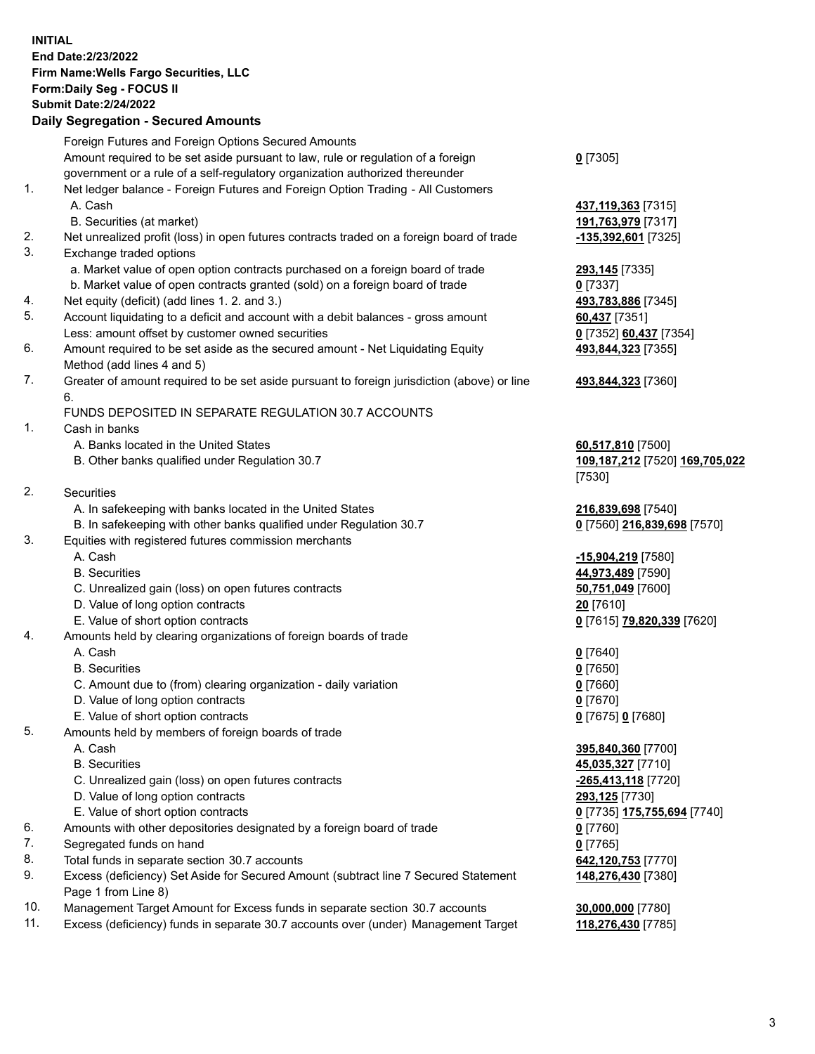**INITIAL**
**End Date:2/23/2022**
**Firm Name:Wells Fargo Securities, LLC**
**Form:Daily Seg - FOCUS II**
**Submit Date:2/24/2022**

## Daily Segregation - Secured Amounts

| | | |
|---|---|---|
| | Foreign Futures and Foreign Options Secured Amounts | |
| | Amount required to be set aside pursuant to law, rule or regulation of a foreign government or a rule of a self-regulatory organization authorized thereunder | **0** [7305] |
| 1. | Net ledger balance - Foreign Futures and Foreign Option Trading - All Customers | |
| | A. Cash | **437,119,363** [7315] |
| | B. Securities (at market) | **191,763,979** [7317] |
| 2. | Net unrealized profit (loss) in open futures contracts traded on a foreign board of trade | **-135,392,601** [7325] |
| 3. | Exchange traded options | |
| | a. Market value of open option contracts purchased on a foreign board of trade | **293,145** [7335] |
| | b. Market value of open contracts granted (sold) on a foreign board of trade | **0** [7337] |
| 4. | Net equity (deficit) (add lines 1. 2. and 3.) | **493,783,886** [7345] |
| 5. | Account liquidating to a deficit and account with a debit balances - gross amount | **60,437** [7351] |
| | Less: amount offset by customer owned securities | **0** [7352] **60,437** [7354] |
| 6. | Amount required to be set aside as the secured amount - Net Liquidating Equity Method (add lines 4 and 5) | **493,844,323** [7355] |
| 7. | Greater of amount required to be set aside pursuant to foreign jurisdiction (above) or line 6. | **493,844,323** [7360] |
| | FUNDS DEPOSITED IN SEPARATE REGULATION 30.7 ACCOUNTS | |
| 1. | Cash in banks | |
| | A. Banks located in the United States | **60,517,810** [7500] |
| | B. Other banks qualified under Regulation 30.7 | **109,187,212** [7520] **169,705,022** [7530] |
| 2. | Securities | |
| | A. In safekeeping with banks located in the United States | **216,839,698** [7540] |
| | B. In safekeeping with other banks qualified under Regulation 30.7 | **0** [7560] **216,839,698** [7570] |
| 3. | Equities with registered futures commission merchants | |
| | A. Cash | **-15,904,219** [7580] |
| | B. Securities | **44,973,489** [7590] |
| | C. Unrealized gain (loss) on open futures contracts | **50,751,049** [7600] |
| | D. Value of long option contracts | **20** [7610] |
| | E. Value of short option contracts | **0** [7615] **79,820,339** [7620] |
| 4. | Amounts held by clearing organizations of foreign boards of trade | |
| | A. Cash | **0** [7640] |
| | B. Securities | **0** [7650] |
| | C. Amount due to (from) clearing organization - daily variation | **0** [7660] |
| | D. Value of long option contracts | **0** [7670] |
| | E. Value of short option contracts | **0** [7675] **0** [7680] |
| 5. | Amounts held by members of foreign boards of trade | |
| | A. Cash | **395,840,360** [7700] |
| | B. Securities | **45,035,327** [7710] |
| | C. Unrealized gain (loss) on open futures contracts | **-265,413,118** [7720] |
| | D. Value of long option contracts | **293,125** [7730] |
| | E. Value of short option contracts | **0** [7735] **175,755,694** [7740] |
| 6. | Amounts with other depositories designated by a foreign board of trade | **0** [7760] |
| 7. | Segregated funds on hand | **0** [7765] |
| 8. | Total funds in separate section 30.7 accounts | **642,120,753** [7770] |
| 9. | Excess (deficiency) Set Aside for Secured Amount (subtract line 7 Secured Statement Page 1 from Line 8) | **148,276,430** [7380] |
| 10. | Management Target Amount for Excess funds in separate section 30.7 accounts | **30,000,000** [7780] |
| 11. | Excess (deficiency) funds in separate 30.7 accounts over (under) Management Target | **118,276,430** [7785] |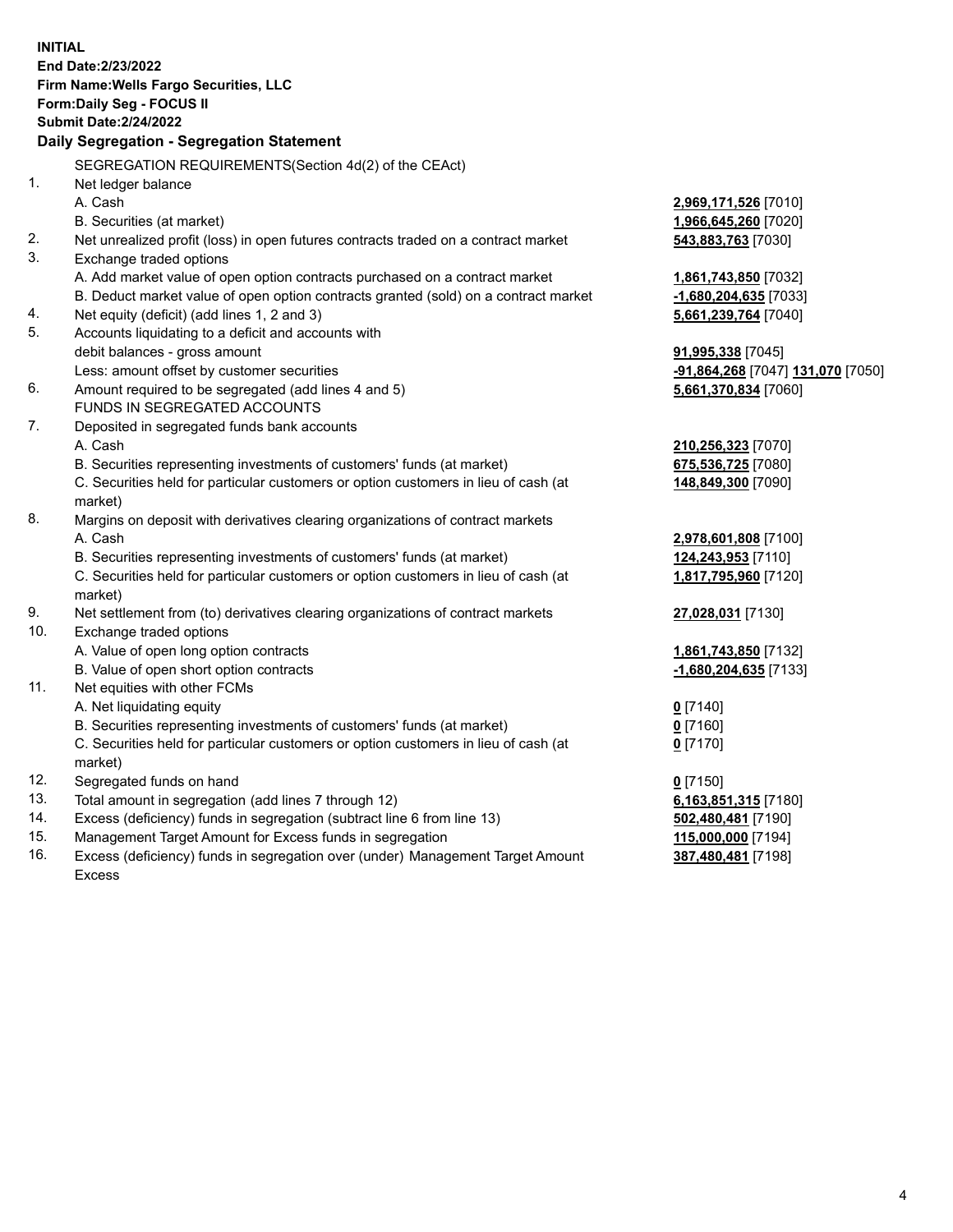**INITIAL**
**End Date:2/23/2022**
**Firm Name:Wells Fargo Securities, LLC**
**Form:Daily Seg - FOCUS II**
**Submit Date:2/24/2022**

## Daily Segregation - Segregation Statement

SEGREGATION REQUIREMENTS(Section 4d(2) of the CEAct)

| | | |
|---|---|---|
| 1. | Net ledger balance | |
| | A. Cash | **2,969,171,526** [7010] |
| | B. Securities (at market) | **1,966,645,260** [7020] |
| 2. | Net unrealized profit (loss) in open futures contracts traded on a contract market | **543,883,763** [7030] |
| 3. | Exchange traded options | |
| | A. Add market value of open option contracts purchased on a contract market | **1,861,743,850** [7032] |
| | B. Deduct market value of open option contracts granted (sold) on a contract market | **-1,680,204,635** [7033] |
| 4. | Net equity (deficit) (add lines 1, 2 and 3) | **5,661,239,764** [7040] |
| 5. | Accounts liquidating to a deficit and accounts with debit balances - gross amount | **91,995,338** [7045] |
| | Less: amount offset by customer securities | **-91,864,268** [7047] **131,070** [7050] |
| 6. | Amount required to be segregated (add lines 4 and 5) | **5,661,370,834** [7060] |
| | FUNDS IN SEGREGATED ACCOUNTS | |
| 7. | Deposited in segregated funds bank accounts | |
| | A. Cash | **210,256,323** [7070] |
| | B. Securities representing investments of customers' funds (at market) | **675,536,725** [7080] |
| | C. Securities held for particular customers or option customers in lieu of cash (at market) | **148,849,300** [7090] |
| 8. | Margins on deposit with derivatives clearing organizations of contract markets | |
| | A. Cash | **2,978,601,808** [7100] |
| | B. Securities representing investments of customers' funds (at market) | **124,243,953** [7110] |
| | C. Securities held for particular customers or option customers in lieu of cash (at market) | **1,817,795,960** [7120] |
| 9. | Net settlement from (to) derivatives clearing organizations of contract markets | **27,028,031** [7130] |
| 10. | Exchange traded options | |
| | A. Value of open long option contracts | **1,861,743,850** [7132] |
| | B. Value of open short option contracts | **-1,680,204,635** [7133] |
| 11. | Net equities with other FCMs | |
| | A. Net liquidating equity | **0** [7140] |
| | B. Securities representing investments of customers' funds (at market) | **0** [7160] |
| | C. Securities held for particular customers or option customers in lieu of cash (at market) | **0** [7170] |
| 12. | Segregated funds on hand | **0** [7150] |
| 13. | Total amount in segregation (add lines 7 through 12) | **6,163,851,315** [7180] |
| 14. | Excess (deficiency) funds in segregation (subtract line 6 from line 13) | **502,480,481** [7190] |
| 15. | Management Target Amount for Excess funds in segregation | **115,000,000** [7194] |
| 16. | Excess (deficiency) funds in segregation over (under) Management Target Amount Excess | **387,480,481** [7198] |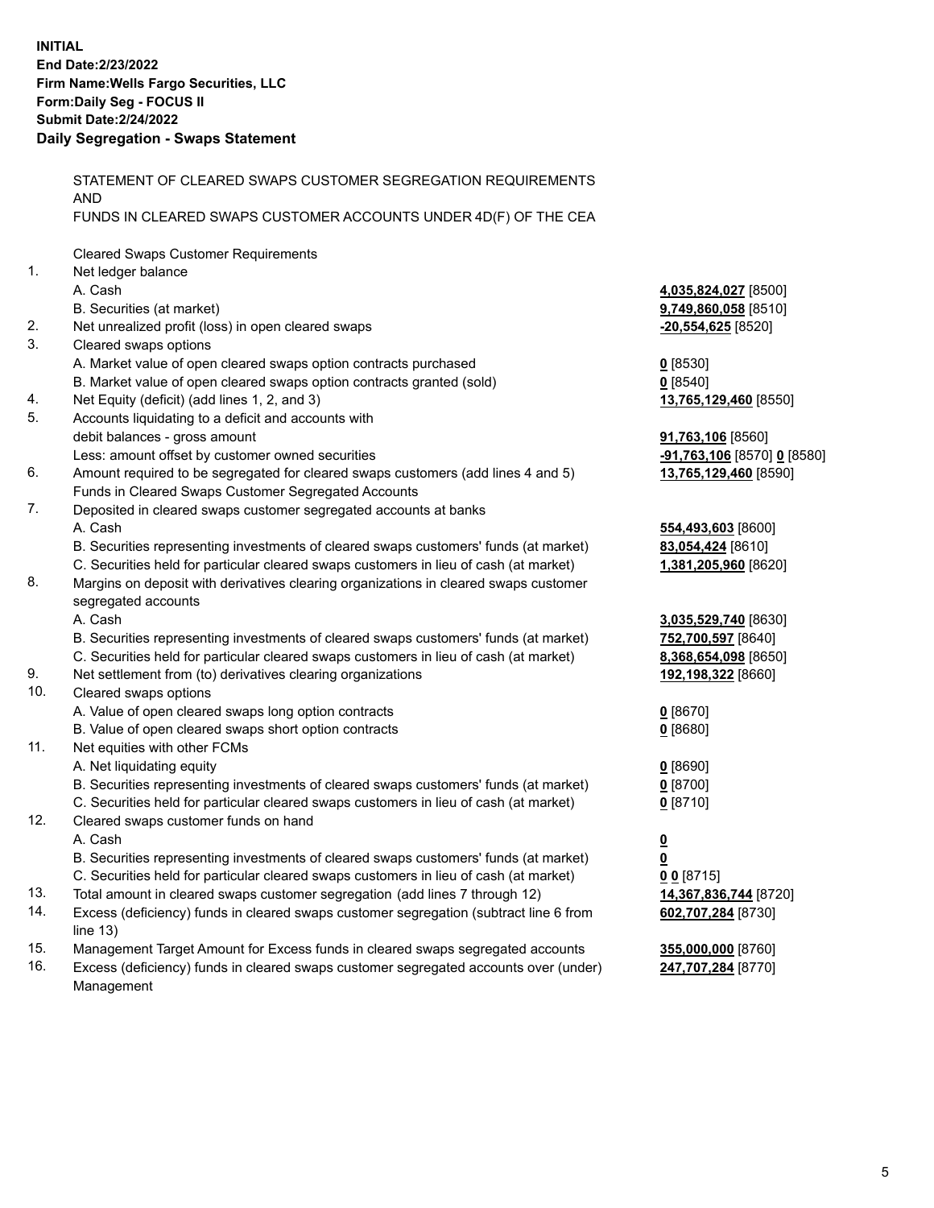**INITIAL**
**End Date:2/23/2022**
**Firm Name:Wells Fargo Securities, LLC**
**Form:Daily Seg - FOCUS II**
**Submit Date:2/24/2022**
**Daily Segregation - Swaps Statement**

STATEMENT OF CLEARED SWAPS CUSTOMER SEGREGATION REQUIREMENTS AND FUNDS IN CLEARED SWAPS CUSTOMER ACCOUNTS UNDER 4D(F) OF THE CEA

| | | |
|---|---|---|
| | Cleared Swaps Customer Requirements | |
| 1. | Net ledger balance | |
| | A. Cash | **4,035,824,027** [8500] |
| | B. Securities (at market) | **9,749,860,058** [8510] |
| 2. | Net unrealized profit (loss) in open cleared swaps | **-20,554,625** [8520] |
| 3. | Cleared swaps options | |
| | A. Market value of open cleared swaps option contracts purchased | **0** [8530] |
| | B. Market value of open cleared swaps option contracts granted (sold) | **0** [8540] |
| 4. | Net Equity (deficit) (add lines 1, 2, and 3) | **13,765,129,460** [8550] |
| 5. | Accounts liquidating to a deficit and accounts with debit balances - gross amount | **91,763,106** [8560] |
| | Less: amount offset by customer owned securities | **-91,763,106** [8570] **0** [8580] |
| 6. | Amount required to be segregated for cleared swaps customers (add lines 4 and 5) | **13,765,129,460** [8590] |
| | Funds in Cleared Swaps Customer Segregated Accounts | |
| 7. | Deposited in cleared swaps customer segregated accounts at banks | |
| | A. Cash | **554,493,603** [8600] |
| | B. Securities representing investments of cleared swaps customers' funds (at market) | **83,054,424** [8610] |
| | C. Securities held for particular cleared swaps customers in lieu of cash (at market) | **1,381,205,960** [8620] |
| 8. | Margins on deposit with derivatives clearing organizations in cleared swaps customer segregated accounts | |
| | A. Cash | **3,035,529,740** [8630] |
| | B. Securities representing investments of cleared swaps customers' funds (at market) | **752,700,597** [8640] |
| | C. Securities held for particular cleared swaps customers in lieu of cash (at market) | **8,368,654,098** [8650] |
| 9. | Net settlement from (to) derivatives clearing organizations | **192,198,322** [8660] |
| 10. | Cleared swaps options | |
| | A. Value of open cleared swaps long option contracts | **0** [8670] |
| | B. Value of open cleared swaps short option contracts | **0** [8680] |
| 11. | Net equities with other FCMs | |
| | A. Net liquidating equity | **0** [8690] |
| | B. Securities representing investments of cleared swaps customers' funds (at market) | **0** [8700] |
| | C. Securities held for particular cleared swaps customers in lieu of cash (at market) | **0** [8710] |
| 12. | Cleared swaps customer funds on hand | |
| | A. Cash | **0** |
| | B. Securities representing investments of cleared swaps customers' funds (at market) | **0** |
| | C. Securities held for particular cleared swaps customers in lieu of cash (at market) | **0** **0** [8715] |
| 13. | Total amount in cleared swaps customer segregation (add lines 7 through 12) | **14,367,836,744** [8720] |
| 14. | Excess (deficiency) funds in cleared swaps customer segregation (subtract line 6 from line 13) | **602,707,284** [8730] |
| 15. | Management Target Amount for Excess funds in cleared swaps segregated accounts | **355,000,000** [8760] |
| 16. | Excess (deficiency) funds in cleared swaps customer segregated accounts over (under) Management | **247,707,284** [8770] |